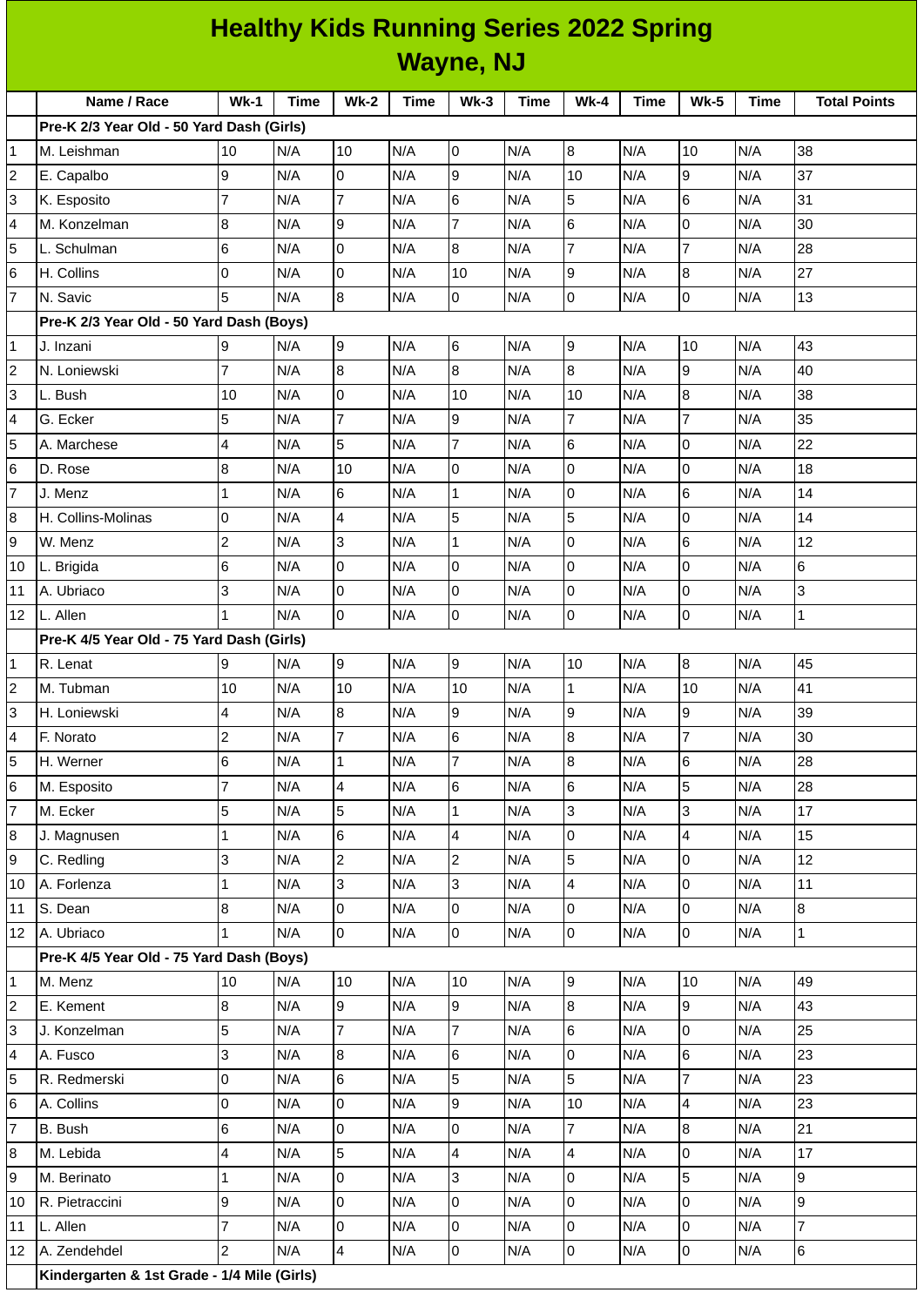# Healthy Kids Running Series 2022 Spring
## Wayne, NJ

| | Name / Race | Wk-1 | Time | Wk-2 | Time | Wk-3 | Time | Wk-4 | Time | Wk-5 | Time | Total Points |
|---|---|---|---|---|---|---|---|---|---|---|---|---|
| | **Pre-K 2/3 Year Old - 50 Yard Dash (Girls)** | | | | | | | | | | | |
| 1 | M. Leishman | 10 | N/A | 10 | N/A | 0 | N/A | 8 | N/A | 10 | N/A | 38 |
| 2 | E. Capalbo | 9 | N/A | 0 | N/A | 9 | N/A | 10 | N/A | 9 | N/A | 37 |
| 3 | K. Esposito | 7 | N/A | 7 | N/A | 6 | N/A | 5 | N/A | 6 | N/A | 31 |
| 4 | M. Konzelman | 8 | N/A | 9 | N/A | 7 | N/A | 6 | N/A | 0 | N/A | 30 |
| 5 | L. Schulman | 6 | N/A | 0 | N/A | 8 | N/A | 7 | N/A | 7 | N/A | 28 |
| 6 | H. Collins | 0 | N/A | 0 | N/A | 10 | N/A | 9 | N/A | 8 | N/A | 27 |
| 7 | N. Savic | 5 | N/A | 8 | N/A | 0 | N/A | 0 | N/A | 0 | N/A | 13 |
| | **Pre-K 2/3 Year Old - 50 Yard Dash (Boys)** | | | | | | | | | | | |
| 1 | J. Inzani | 9 | N/A | 9 | N/A | 6 | N/A | 9 | N/A | 10 | N/A | 43 |
| 2 | N. Loniewski | 7 | N/A | 8 | N/A | 8 | N/A | 8 | N/A | 9 | N/A | 40 |
| 3 | L. Bush | 10 | N/A | 0 | N/A | 10 | N/A | 10 | N/A | 8 | N/A | 38 |
| 4 | G. Ecker | 5 | N/A | 7 | N/A | 9 | N/A | 7 | N/A | 7 | N/A | 35 |
| 5 | A. Marchese | 4 | N/A | 5 | N/A | 7 | N/A | 6 | N/A | 0 | N/A | 22 |
| 6 | D. Rose | 8 | N/A | 10 | N/A | 0 | N/A | 0 | N/A | 0 | N/A | 18 |
| 7 | J. Menz | 1 | N/A | 6 | N/A | 1 | N/A | 0 | N/A | 6 | N/A | 14 |
| 8 | H. Collins-Molinas | 0 | N/A | 4 | N/A | 5 | N/A | 5 | N/A | 0 | N/A | 14 |
| 9 | W. Menz | 2 | N/A | 3 | N/A | 1 | N/A | 0 | N/A | 6 | N/A | 12 |
| 10 | L. Brigida | 6 | N/A | 0 | N/A | 0 | N/A | 0 | N/A | 0 | N/A | 6 |
| 11 | A. Ubriaco | 3 | N/A | 0 | N/A | 0 | N/A | 0 | N/A | 0 | N/A | 3 |
| 12 | L. Allen | 1 | N/A | 0 | N/A | 0 | N/A | 0 | N/A | 0 | N/A | 1 |
| | **Pre-K 4/5 Year Old - 75 Yard Dash (Girls)** | | | | | | | | | | | |
| 1 | R. Lenat | 9 | N/A | 9 | N/A | 9 | N/A | 10 | N/A | 8 | N/A | 45 |
| 2 | M. Tubman | 10 | N/A | 10 | N/A | 10 | N/A | 1 | N/A | 10 | N/A | 41 |
| 3 | H. Loniewski | 4 | N/A | 8 | N/A | 9 | N/A | 9 | N/A | 9 | N/A | 39 |
| 4 | F. Norato | 2 | N/A | 7 | N/A | 6 | N/A | 8 | N/A | 7 | N/A | 30 |
| 5 | H. Werner | 6 | N/A | 1 | N/A | 7 | N/A | 8 | N/A | 6 | N/A | 28 |
| 6 | M. Esposito | 7 | N/A | 4 | N/A | 6 | N/A | 6 | N/A | 5 | N/A | 28 |
| 7 | M. Ecker | 5 | N/A | 5 | N/A | 1 | N/A | 3 | N/A | 3 | N/A | 17 |
| 8 | J. Magnusen | 1 | N/A | 6 | N/A | 4 | N/A | 0 | N/A | 4 | N/A | 15 |
| 9 | C. Redling | 3 | N/A | 2 | N/A | 2 | N/A | 5 | N/A | 0 | N/A | 12 |
| 10 | A. Forlenza | 1 | N/A | 3 | N/A | 3 | N/A | 4 | N/A | 0 | N/A | 11 |
| 11 | S. Dean | 8 | N/A | 0 | N/A | 0 | N/A | 0 | N/A | 0 | N/A | 8 |
| 12 | A. Ubriaco | 1 | N/A | 0 | N/A | 0 | N/A | 0 | N/A | 0 | N/A | 1 |
| | **Pre-K 4/5 Year Old - 75 Yard Dash (Boys)** | | | | | | | | | | | |
| 1 | M. Menz | 10 | N/A | 10 | N/A | 10 | N/A | 9 | N/A | 10 | N/A | 49 |
| 2 | E. Kement | 8 | N/A | 9 | N/A | 9 | N/A | 8 | N/A | 9 | N/A | 43 |
| 3 | J. Konzelman | 5 | N/A | 7 | N/A | 7 | N/A | 6 | N/A | 0 | N/A | 25 |
| 4 | A. Fusco | 3 | N/A | 8 | N/A | 6 | N/A | 0 | N/A | 6 | N/A | 23 |
| 5 | R. Redmerski | 0 | N/A | 6 | N/A | 5 | N/A | 5 | N/A | 7 | N/A | 23 |
| 6 | A. Collins | 0 | N/A | 0 | N/A | 9 | N/A | 10 | N/A | 4 | N/A | 23 |
| 7 | B. Bush | 6 | N/A | 0 | N/A | 0 | N/A | 7 | N/A | 8 | N/A | 21 |
| 8 | M. Lebida | 4 | N/A | 5 | N/A | 4 | N/A | 4 | N/A | 0 | N/A | 17 |
| 9 | M. Berinato | 1 | N/A | 0 | N/A | 3 | N/A | 0 | N/A | 5 | N/A | 9 |
| 10 | R. Pietraccini | 9 | N/A | 0 | N/A | 0 | N/A | 0 | N/A | 0 | N/A | 9 |
| 11 | L. Allen | 7 | N/A | 0 | N/A | 0 | N/A | 0 | N/A | 0 | N/A | 7 |
| 12 | A. Zendehdel | 2 | N/A | 4 | N/A | 0 | N/A | 0 | N/A | 0 | N/A | 6 |
| | **Kindergarten & 1st Grade - 1/4 Mile (Girls)** | | | | | | | | | | | |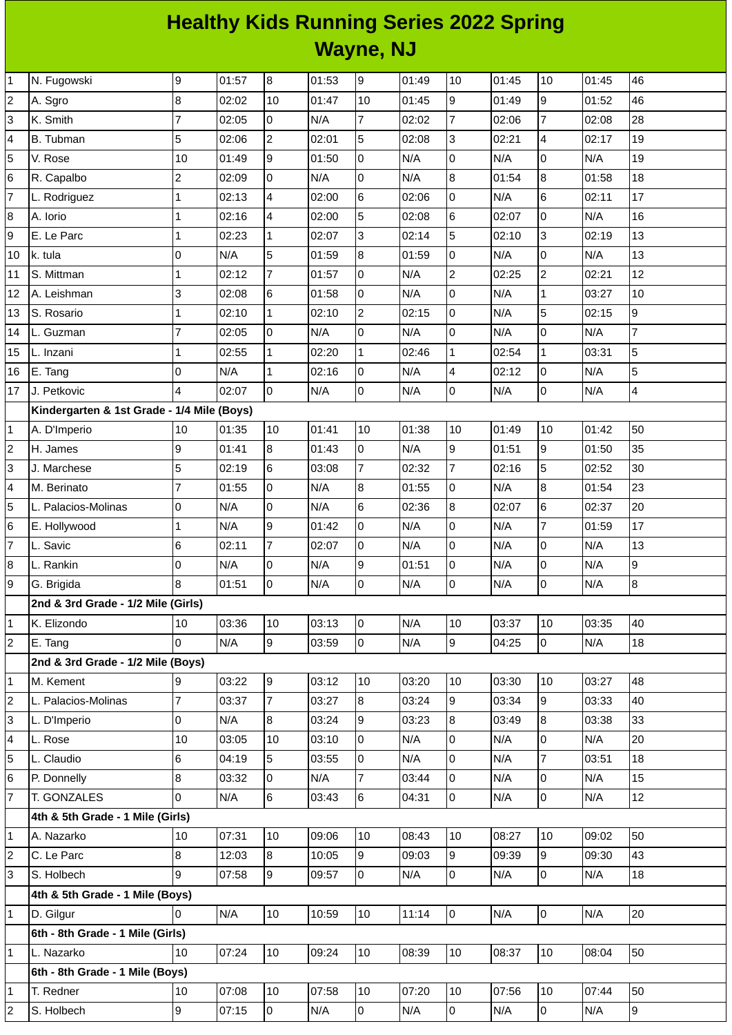# Healthy Kids Running Series 2022 Spring
## Wayne, NJ

| | | | | | | | | | | | | |
|---|---|---|---|---|---|---|---|---|---|---|---|---|
| 1 | N. Fugowski | 9 | 01:57 | 8 | 01:53 | 9 | 01:49 | 10 | 01:45 | 10 | 01:45 | 46 |
| 2 | A. Sgro | 8 | 02:02 | 10 | 01:47 | 10 | 01:45 | 9 | 01:49 | 9 | 01:52 | 46 |
| 3 | K. Smith | 7 | 02:05 | 0 | N/A | 7 | 02:02 | 7 | 02:06 | 7 | 02:08 | 28 |
| 4 | B. Tubman | 5 | 02:06 | 2 | 02:01 | 5 | 02:08 | 3 | 02:21 | 4 | 02:17 | 19 |
| 5 | V. Rose | 10 | 01:49 | 9 | 01:50 | 0 | N/A | 0 | N/A | 0 | N/A | 19 |
| 6 | R. Capalbo | 2 | 02:09 | 0 | N/A | 0 | N/A | 8 | 01:54 | 8 | 01:58 | 18 |
| 7 | L. Rodriguez | 1 | 02:13 | 4 | 02:00 | 6 | 02:06 | 0 | N/A | 6 | 02:11 | 17 |
| 8 | A. Iorio | 1 | 02:16 | 4 | 02:00 | 5 | 02:08 | 6 | 02:07 | 0 | N/A | 16 |
| 9 | E. Le Parc | 1 | 02:23 | 1 | 02:07 | 3 | 02:14 | 5 | 02:10 | 3 | 02:19 | 13 |
| 10 | k. tula | 0 | N/A | 5 | 01:59 | 8 | 01:59 | 0 | N/A | 0 | N/A | 13 |
| 11 | S. Mittman | 1 | 02:12 | 7 | 01:57 | 0 | N/A | 2 | 02:25 | 2 | 02:21 | 12 |
| 12 | A. Leishman | 3 | 02:08 | 6 | 01:58 | 0 | N/A | 0 | N/A | 1 | 03:27 | 10 |
| 13 | S. Rosario | 1 | 02:10 | 1 | 02:10 | 2 | 02:15 | 0 | N/A | 5 | 02:15 | 9 |
| 14 | L. Guzman | 7 | 02:05 | 0 | N/A | 0 | N/A | 0 | N/A | 0 | N/A | 7 |
| 15 | L. Inzani | 1 | 02:55 | 1 | 02:20 | 1 | 02:46 | 1 | 02:54 | 1 | 03:31 | 5 |
| 16 | E. Tang | 0 | N/A | 1 | 02:16 | 0 | N/A | 4 | 02:12 | 0 | N/A | 5 |
| 17 | J. Petkovic | 4 | 02:07 | 0 | N/A | 0 | N/A | 0 | N/A | 0 | N/A | 4 |
| | **Kindergarten & 1st Grade - 1/4 Mile (Boys)** | | | | | | | | | | | |
| 1 | A. D'Imperio | 10 | 01:35 | 10 | 01:41 | 10 | 01:38 | 10 | 01:49 | 10 | 01:42 | 50 |
| 2 | H. James | 9 | 01:41 | 8 | 01:43 | 0 | N/A | 9 | 01:51 | 9 | 01:50 | 35 |
| 3 | J. Marchese | 5 | 02:19 | 6 | 03:08 | 7 | 02:32 | 7 | 02:16 | 5 | 02:52 | 30 |
| 4 | M. Berinato | 7 | 01:55 | 0 | N/A | 8 | 01:55 | 0 | N/A | 8 | 01:54 | 23 |
| 5 | L. Palacios-Molinas | 0 | N/A | 0 | N/A | 6 | 02:36 | 8 | 02:07 | 6 | 02:37 | 20 |
| 6 | E. Hollywood | 1 | N/A | 9 | 01:42 | 0 | N/A | 0 | N/A | 7 | 01:59 | 17 |
| 7 | L. Savic | 6 | 02:11 | 7 | 02:07 | 0 | N/A | 0 | N/A | 0 | N/A | 13 |
| 8 | L. Rankin | 0 | N/A | 0 | N/A | 9 | 01:51 | 0 | N/A | 0 | N/A | 9 |
| 9 | G. Brigida | 8 | 01:51 | 0 | N/A | 0 | N/A | 0 | N/A | 0 | N/A | 8 |
| | **2nd & 3rd Grade - 1/2 Mile (Girls)** | | | | | | | | | | | |
| 1 | K. Elizondo | 10 | 03:36 | 10 | 03:13 | 0 | N/A | 10 | 03:37 | 10 | 03:35 | 40 |
| 2 | E. Tang | 0 | N/A | 9 | 03:59 | 0 | N/A | 9 | 04:25 | 0 | N/A | 18 |
| | **2nd & 3rd Grade - 1/2 Mile (Boys)** | | | | | | | | | | | |
| 1 | M. Kement | 9 | 03:22 | 9 | 03:12 | 10 | 03:20 | 10 | 03:30 | 10 | 03:27 | 48 |
| 2 | L. Palacios-Molinas | 7 | 03:37 | 7 | 03:27 | 8 | 03:24 | 9 | 03:34 | 9 | 03:33 | 40 |
| 3 | L. D'Imperio | 0 | N/A | 8 | 03:24 | 9 | 03:23 | 8 | 03:49 | 8 | 03:38 | 33 |
| 4 | L. Rose | 10 | 03:05 | 10 | 03:10 | 0 | N/A | 0 | N/A | 0 | N/A | 20 |
| 5 | L. Claudio | 6 | 04:19 | 5 | 03:55 | 0 | N/A | 0 | N/A | 7 | 03:51 | 18 |
| 6 | P. Donnelly | 8 | 03:32 | 0 | N/A | 7 | 03:44 | 0 | N/A | 0 | N/A | 15 |
| 7 | T. GONZALES | 0 | N/A | 6 | 03:43 | 6 | 04:31 | 0 | N/A | 0 | N/A | 12 |
| | **4th & 5th Grade - 1 Mile (Girls)** | | | | | | | | | | | |
| 1 | A. Nazarko | 10 | 07:31 | 10 | 09:06 | 10 | 08:43 | 10 | 08:27 | 10 | 09:02 | 50 |
| 2 | C. Le Parc | 8 | 12:03 | 8 | 10:05 | 9 | 09:03 | 9 | 09:39 | 9 | 09:30 | 43 |
| 3 | S. Holbech | 9 | 07:58 | 9 | 09:57 | 0 | N/A | 0 | N/A | 0 | N/A | 18 |
| | **4th & 5th Grade - 1 Mile (Boys)** | | | | | | | | | | | |
| 1 | D. Gilgur | 0 | N/A | 10 | 10:59 | 10 | 11:14 | 0 | N/A | 0 | N/A | 20 |
| | **6th - 8th Grade - 1 Mile (Girls)** | | | | | | | | | | | |
| 1 | L. Nazarko | 10 | 07:24 | 10 | 09:24 | 10 | 08:39 | 10 | 08:37 | 10 | 08:04 | 50 |
| | **6th - 8th Grade - 1 Mile (Boys)** | | | | | | | | | | | |
| 1 | T. Redner | 10 | 07:08 | 10 | 07:58 | 10 | 07:20 | 10 | 07:56 | 10 | 07:44 | 50 |
| 2 | S. Holbech | 9 | 07:15 | 0 | N/A | 0 | N/A | 0 | N/A | 0 | N/A | 9 |